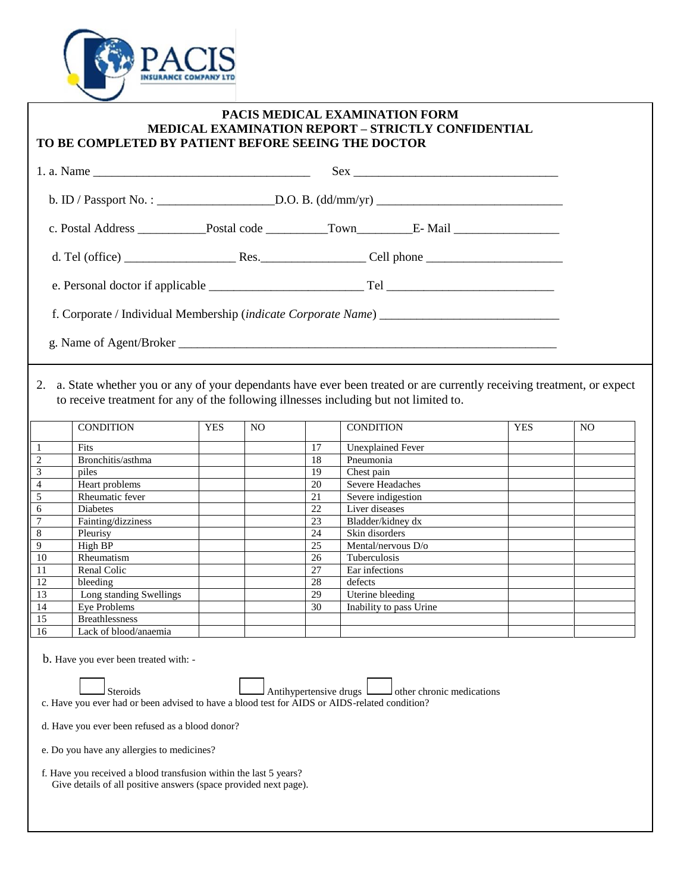# PACIS MEDICAL EXAMINATION FORM

## MEDICAL EXAMINATION REPORT – STRICTLY CONFIDENTIAL

**TO BE COMPLETED BY PATIENT BEFORE SEEING THE DOCTOR**

1. a. Name ___________________________________ Sex _________________________________

   b. ID / Passport No. : __________________D.O. B. (dd/mm/yr) ______________________________

   c. Postal Address ___________Postal code _________Town________E- Mail ________________

   d. Tel (office) _________________ Res.________________ Cell phone _____________________

   e. Personal doctor if applicable ________________________ Tel __________________________

   f. Corporate / Individual Membership (*indicate Corporate Name*) ____________________________

   g. Name of Agent/Broker ______________________________________________________________

2. a. State whether you or any of your dependants have ever been treated or are currently receiving treatment, or expect to receive treatment for any of the following illnesses including but not limited to.

| | CONDITION | YES | NO | | CONDITION | YES | NO |
|---|---|---|---|---|---|---|---|
| 1 | Fits | | | 17 | Unexplained Fever | | |
| 2 | Bronchitis/asthma | | | 18 | Pneumonia | | |
| 3 | piles | | | 19 | Chest pain | | |
| 4 | Heart problems | | | 20 | Severe Headaches | | |
| 5 | Rheumatic fever | | | 21 | Severe indigestion | | |
| 6 | Diabetes | | | 22 | Liver diseases | | |
| 7 | Fainting/dizziness | | | 23 | Bladder/kidney dx | | |
| 8 | Pleurisy | | | 24 | Skin disorders | | |
| 9 | High BP | | | 25 | Mental/nervous D/o | | |
| 10 | Rheumatism | | | 26 | Tuberculosis | | |
| 11 | Renal Colic | | | 27 | Ear infections | | |
| 12 | bleeding | | | 28 | defects | | |
| 13 | Long standing Swellings | | | 29 | Uterine bleeding | | |
| 14 | Eye Problems | | | 30 | Inability to pass Urine | | |
| 15 | Breathlessness | | | | | | |
| 16 | Lack of blood/anaemia | | | | | | |

b. Have you ever been treated with: -

☐ Steroids ☐ Antihypertensive drugs ☐ other chronic medications

c. Have you ever had or been advised to have a blood test for AIDS or AIDS-related condition?

d. Have you ever been refused as a blood donor?

e. Do you have any allergies to medicines?

f. Have you received a blood transfusion within the last 5 years?
   Give details of all positive answers (space provided next page).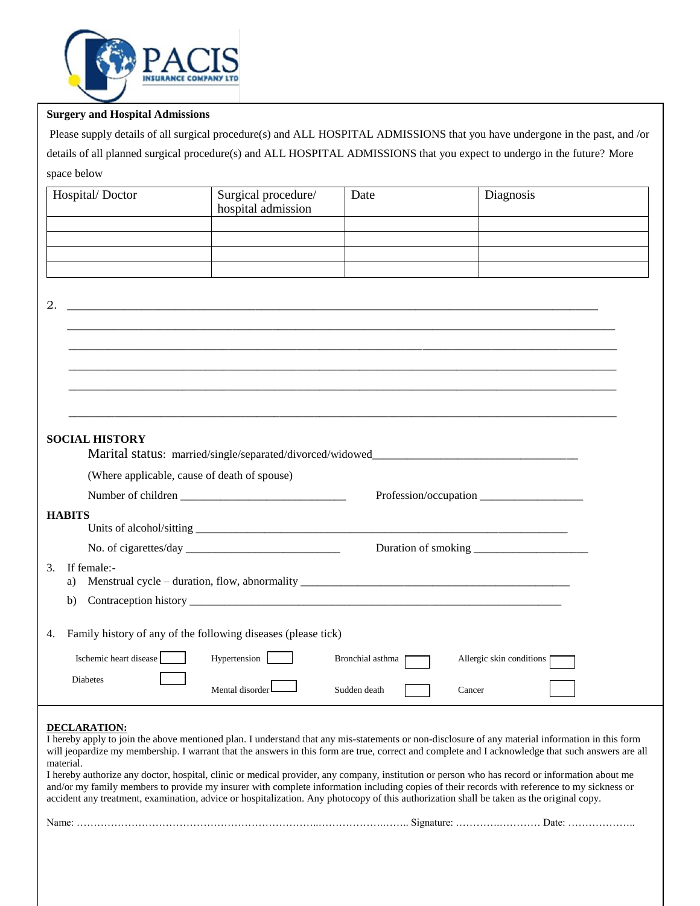**Surgery and Hospital Admissions**

Please supply details of all surgical procedure(s) and ALL HOSPITAL ADMISSIONS that you have undergone in the past, and /or details of all planned surgical procedure(s) and ALL HOSPITAL ADMISSIONS that you expect to undergo in the future? More space below

| Hospital/ Doctor | Surgical procedure/ hospital admission | Date | Diagnosis |
|---|---|---|---|
| | | | |
| | | | |
| | | | |
| | | | |

2. ________________________________________________________________________________

________________________________________________________________________________

________________________________________________________________________________

________________________________________________________________________________

________________________________________________________________________________

________________________________________________________________________________

**SOCIAL HISTORY**

Marital status: married/single/separated/divorced/widowed_________________________________

(Where applicable, cause of death of spouse)

Number of children ____________________________ Profession/occupation _________________

**HABITS**

Units of alcohol/sitting ______________________________________________________________

No. of cigarettes/day __________________________ Duration of smoking ___________________

3. If female:-
   a) Menstrual cycle – duration, flow, abnormality _______________________________________________
   b) Contraception history ___________________________________________________________

4. Family history of any of the following diseases (please tick)

| | | | |
|---|---|---|---|
| Ischemic heart disease ☐ | Hypertension ☐ | Bronchial asthma ☐ | Allergic skin conditions ☐ |
| Diabetes ☐ | Mental disorder ☐ | Sudden death ☐ | Cancer ☐ |

**DECLARATION:**

I hereby apply to join the above mentioned plan. I understand that any mis-statements or non-disclosure of any material information in this form will jeopardize my membership. I warrant that the answers in this form are true, correct and complete and I acknowledge that such answers are all material.

I hereby authorize any doctor, hospital, clinic or medical provider, any company, institution or person who has record or information about me and/or my family members to provide my insurer with complete information including copies of their records with reference to my sickness or accident any treatment, examination, advice or hospitalization. Any photocopy of this authorization shall be taken as the original copy.

Name: ……………………………………………………………..……………….…….. Signature: ………….………… Date: ………………..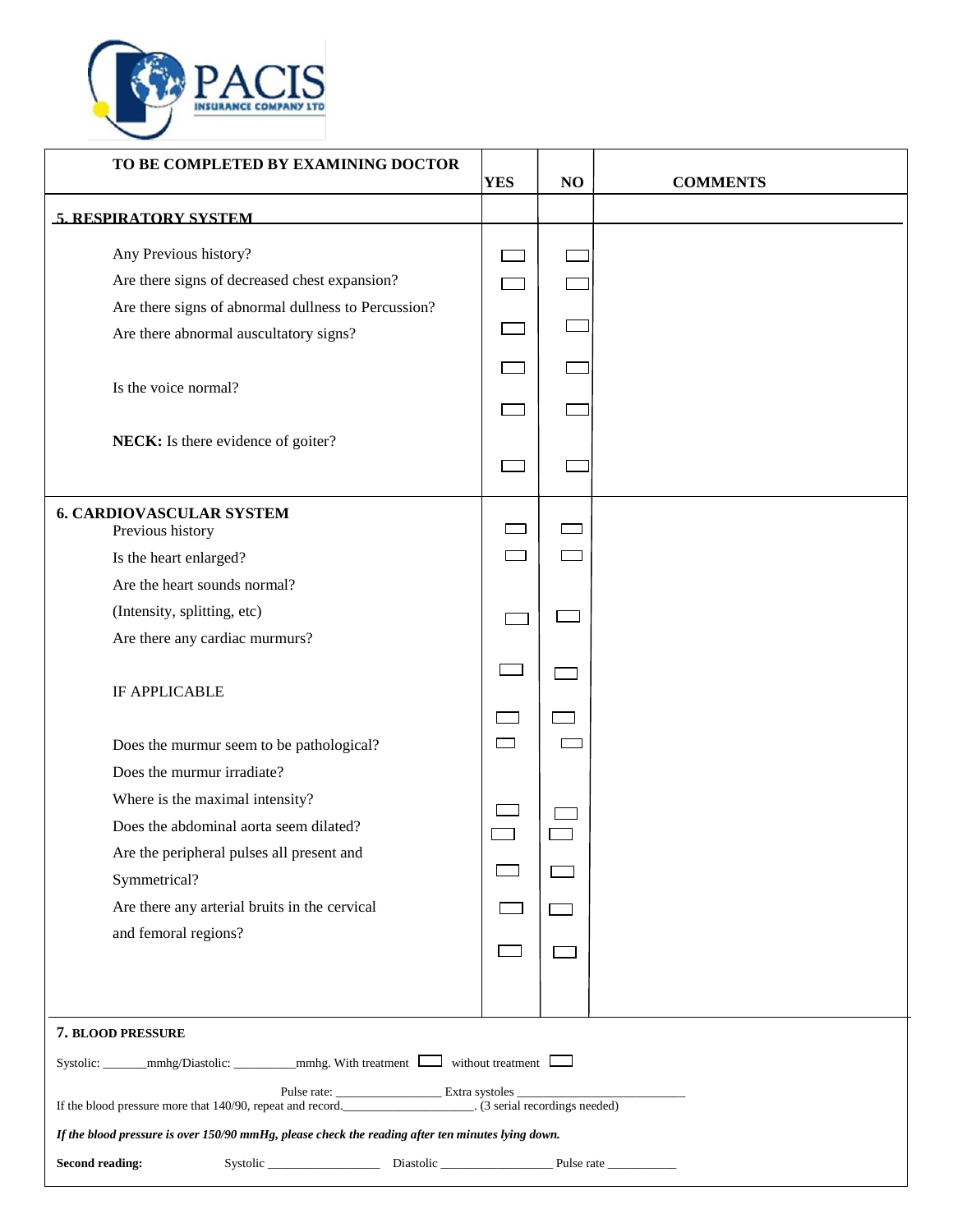| TO BE COMPLETED BY EXAMINING DOCTOR | YES | NO | COMMENTS |
|---|---|---|---|
| **5. RESPIRATORY SYSTEM** | | | |
| Any Previous history? | ☐ | ☐ | |
| Are there signs of decreased chest expansion? | ☐ | ☐ | |
| Are there signs of abnormal dullness to Percussion? | ☐ | ☐ | |
| Are there abnormal auscultatory signs? | ☐ | ☐ | |
| Is the voice normal? | ☐ | ☐ | |
| **NECK:** Is there evidence of goiter? | ☐ | ☐ | |
| **6. CARDIOVASCULAR SYSTEM** | | | |
| Previous history | ☐ | ☐ | |
| Is the heart enlarged? | ☐ | ☐ | |
| Are the heart sounds normal? (Intensity, splitting, etc) | ☐ | ☐ | |
| Are there any cardiac murmurs? | ☐ | ☐ | |
| IF APPLICABLE | ☐ | ☐ | |
| Does the murmur seem to be pathological? | ☐ | ☐ | |
| Does the murmur irradiate? | | | |
| Where is the maximal intensity? | ☐ | ☐ | |
| Does the abdominal aorta seem dilated? | ☐ | ☐ | |
| Are the peripheral pulses all present and Symmetrical? | ☐ | ☐ | |
| Are there any arterial bruits in the cervical and femoral regions? | ☐ | ☐ | |
| | ☐ | ☐ | |

**7. BLOOD PRESSURE**

Systolic: _______mmhg/Diastolic: _________mmhg. With treatment ☐ without treatment ☐

Pulse rate: ________________ Extra systoles ___________________________

If the blood pressure more that 140/90, repeat and record.____________________. (3 serial recordings needed)

***If the blood pressure is over 150/90 mmHg, please check the reading after ten minutes lying down.***

**Second reading:** Systolic __________________ Diastolic __________________ Pulse rate ___________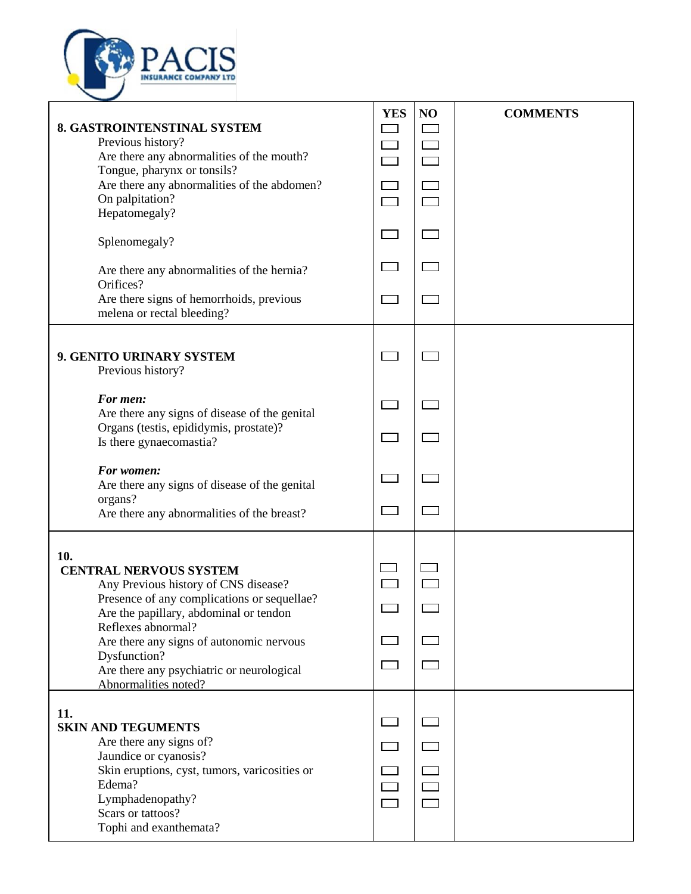| | YES | NO | COMMENTS |
|---|---|---|---|
| **8. GASTROINTENSTINAL SYSTEM** | ☐ | ☐ | |
| Previous history? | ☐ | ☐ | |
| Are there any abnormalities of the mouth? | ☐ | ☐ | |
| Tongue, pharynx or tonsils? | | | |
| Are there any abnormalities of the abdomen? | ☐ | ☐ | |
| On palpitation? | ☐ | ☐ | |
| Hepatomegaly? | | | |
| Splenomegaly? | ☐ | ☐ | |
| Are there any abnormalities of the hernia? | ☐ | ☐ | |
| Orifices? | | | |
| Are there signs of hemorrhoids, previous melena or rectal bleeding? | ☐ | ☐ | |
| **9. GENITO URINARY SYSTEM** | ☐ | ☐ | |
| Previous history? | | | |
| ***For men:*** | ☐ | ☐ | |
| Are there any signs of disease of the genital Organs (testis, epididymis, prostate)? | | | |
| Is there gynaecomastia? | ☐ | ☐ | |
| ***For women:*** | ☐ | ☐ | |
| Are there any signs of disease of the genital organs? | | | |
| Are there any abnormalities of the breast? | ☐ | ☐ | |
| **10. CENTRAL NERVOUS SYSTEM** | ☐ | ☐ | |
| Any Previous history of CNS disease? | ☐ | ☐ | |
| Presence of any complications or sequellae? | ☐ | ☐ | |
| Are the papillary, abdominal or tendon Reflexes abnormal? | | | |
| Are there any signs of autonomic nervous Dysfunction? | ☐ | ☐ | |
| Are there any psychiatric or neurological Abnormalities noted? | ☐ | ☐ | |
| **11. SKIN AND TEGUMENTS** | ☐ | ☐ | |
| Are there any signs of? | ☐ | ☐ | |
| Jaundice or cyanosis? | | | |
| Skin eruptions, cyst, tumors, varicosities or Edema? | ☐ | ☐ | |
| Lymphadenopathy? | ☐ | ☐ | |
| Scars or tattoos? | ☐ | ☐ | |
| Tophi and exanthemata? | | | |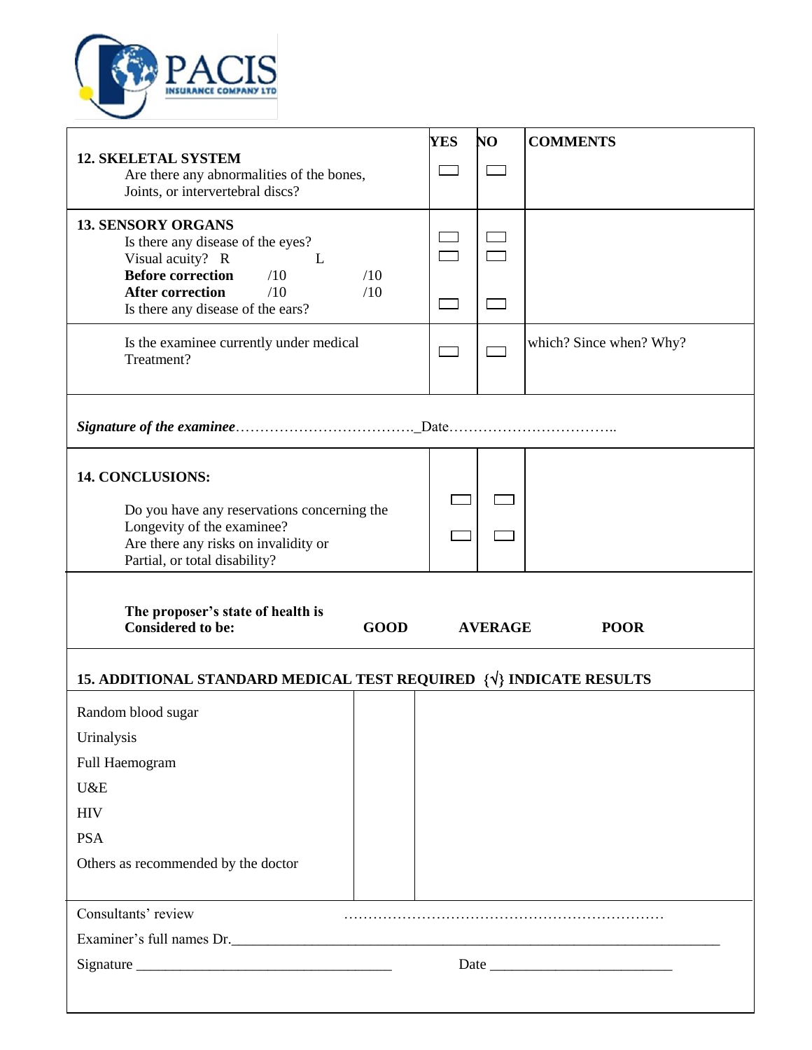PACIS INSURANCE COMPANY LTD

| | YES | NO | COMMENTS |
|---|---|---|---|
| **12. SKELETAL SYSTEM**<br>Are there any abnormalities of the bones, Joints, or intervertebral discs? | ☐ | ☐ | |
| **13. SENSORY ORGANS**<br>Is there any disease of the eyes?<br>Visual acuity? R L<br>**Before correction** /10 /10<br>**After correction** /10 /10<br>Is there any disease of the ears? | ☐<br>☐<br><br>☐ | ☐<br>☐<br><br>☐ | |
| Is the examinee currently under medical Treatment? | ☐ | ☐ | which? Since when? Why? |

***Signature of the examinee***………………………………_Date……………………………..

| | | | |
|---|---|---|---|
| **14. CONCLUSIONS:**<br><br>Do you have any reservations concerning the Longevity of the examinee?<br>Are there any risks on invalidity or Partial, or total disability? | ☐<br><br>☐ | ☐<br><br>☐ | |

**The proposer's state of health is Considered to be:** **GOOD** **AVERAGE** **POOR**

**15. ADDITIONAL STANDARD MEDICAL TEST REQUIRED {√} INDICATE RESULTS**

| | | |
|---|---|---|
| Random blood sugar | | |
| Urinalysis | | |
| Full Haemogram | | |
| U&E | | |
| HIV | | |
| PSA | | |
| Others as recommended by the doctor | | |

Consultants' review ……………………………………………………………

Examiner's full names Dr.______________________________________________________________________

Signature ___________________________________ Date _________________________